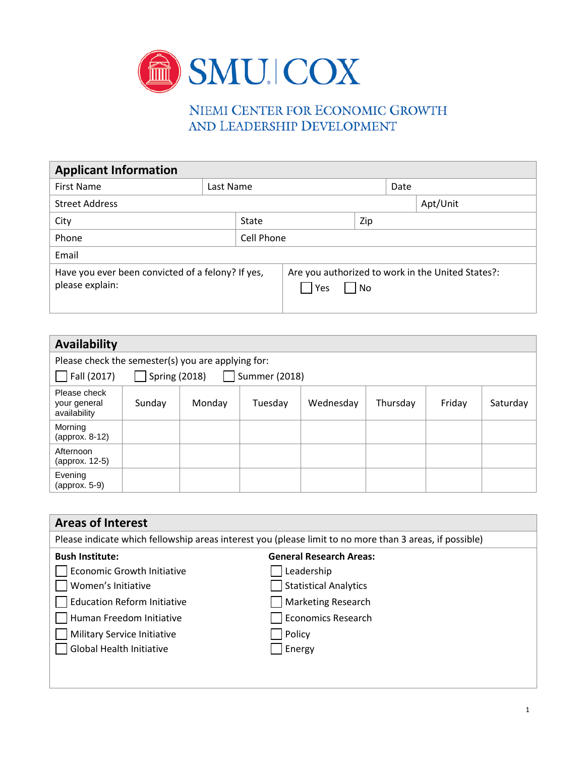# SMU | COX

## NIEMI CENTER FOR ECONOMIC GROWTH AND LEADERSHIP DEVELOPMENT

## Applicant Information

| First Name | Last Name | Date |
|---|---|---|
| Street Address | | Apt/Unit |
| City | State | Zip |
| Phone | Cell Phone | |
| Email | | |

Have you ever been convicted of a felony? If yes, please explain:

Are you authorized to work in the United States?: ☐ Yes ☐ No

## Availability

Please check the semester(s) you are applying for:

☐ Fall (2017) ☐ Spring (2018) ☐ Summer (2018)

| Please check your general availability | Sunday | Monday | Tuesday | Wednesday | Thursday | Friday | Saturday |
|---|---|---|---|---|---|---|---|
| Morning (approx. 8-12) | | | | | | | |
| Afternoon (approx. 12-5) | | | | | | | |
| Evening (approx. 5-9) | | | | | | | |

## Areas of Interest

Please indicate which fellowship areas interest you (please limit to no more than 3 areas, if possible)

**Bush Institute:**

- ☐ Economic Growth Initiative
- ☐ Women's Initiative
- ☐ Education Reform Initiative
- ☐ Human Freedom Initiative
- ☐ Military Service Initiative
- ☐ Global Health Initiative

**General Research Areas:**

- ☐ Leadership
- ☐ Statistical Analytics
- ☐ Marketing Research
- ☐ Economics Research
- ☐ Policy
- ☐ Energy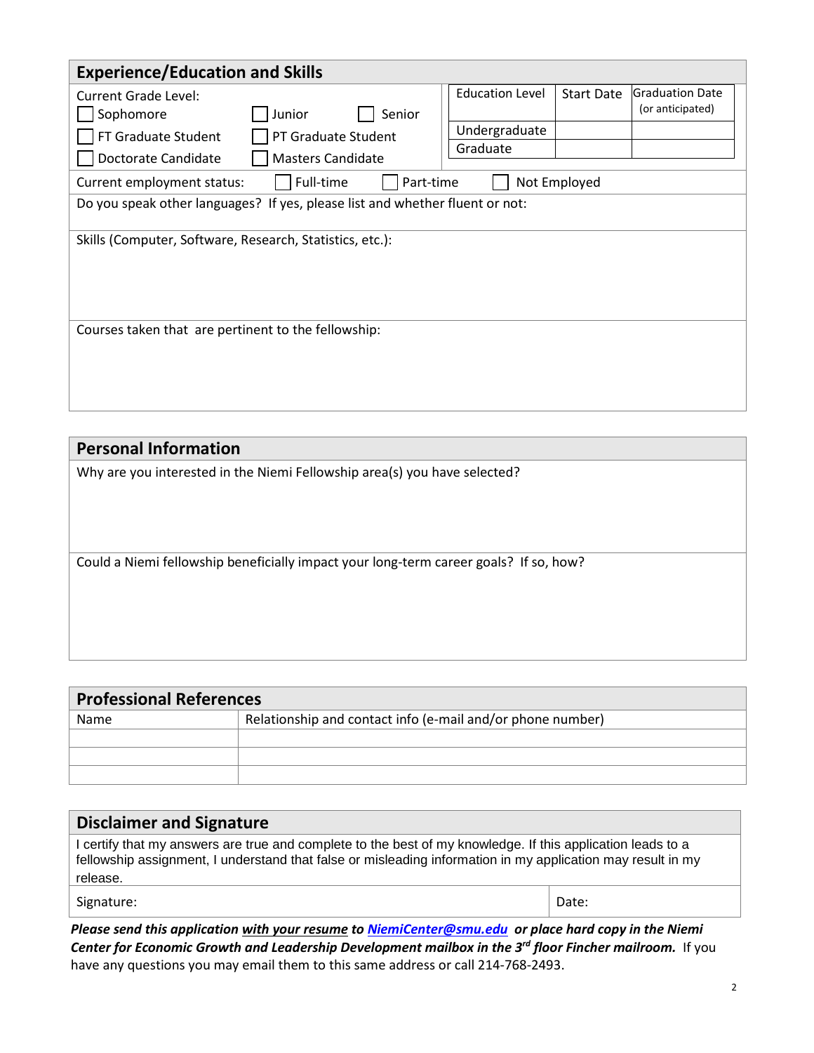## Experience/Education and Skills

Current Grade Level:

- ☐ Sophomore ☐ Junior ☐ Senior
- ☐ FT Graduate Student ☐ PT Graduate Student
- ☐ Doctorate Candidate ☐ Masters Candidate

| Education Level | Start Date | Graduation Date (or anticipated) |
|---|---|---|
| Undergraduate | | |
| Graduate | | |

Current employment status: ☐ Full-time ☐ Part-time ☐ Not Employed

Do you speak other languages? If yes, please list and whether fluent or not:

Skills (Computer, Software, Research, Statistics, etc.):

Courses taken that are pertinent to the fellowship:

## Personal Information

Why are you interested in the Niemi Fellowship area(s) you have selected?

Could a Niemi fellowship beneficially impact your long-term career goals? If so, how?

## Professional References

| Name | Relationship and contact info (e-mail and/or phone number) |
|---|---|
| | |
| | |
| | |

## Disclaimer and Signature

I certify that my answers are true and complete to the best of my knowledge. If this application leads to a fellowship assignment, I understand that false or misleading information in my application may result in my release.

| Signature: | Date: |
|---|---|

***Please send this application with your resume to NiemiCenter@smu.edu or place hard copy in the Niemi Center for Economic Growth and Leadership Development mailbox in the 3rd floor Fincher mailroom.*** If you have any questions you may email them to this same address or call 214-768-2493.